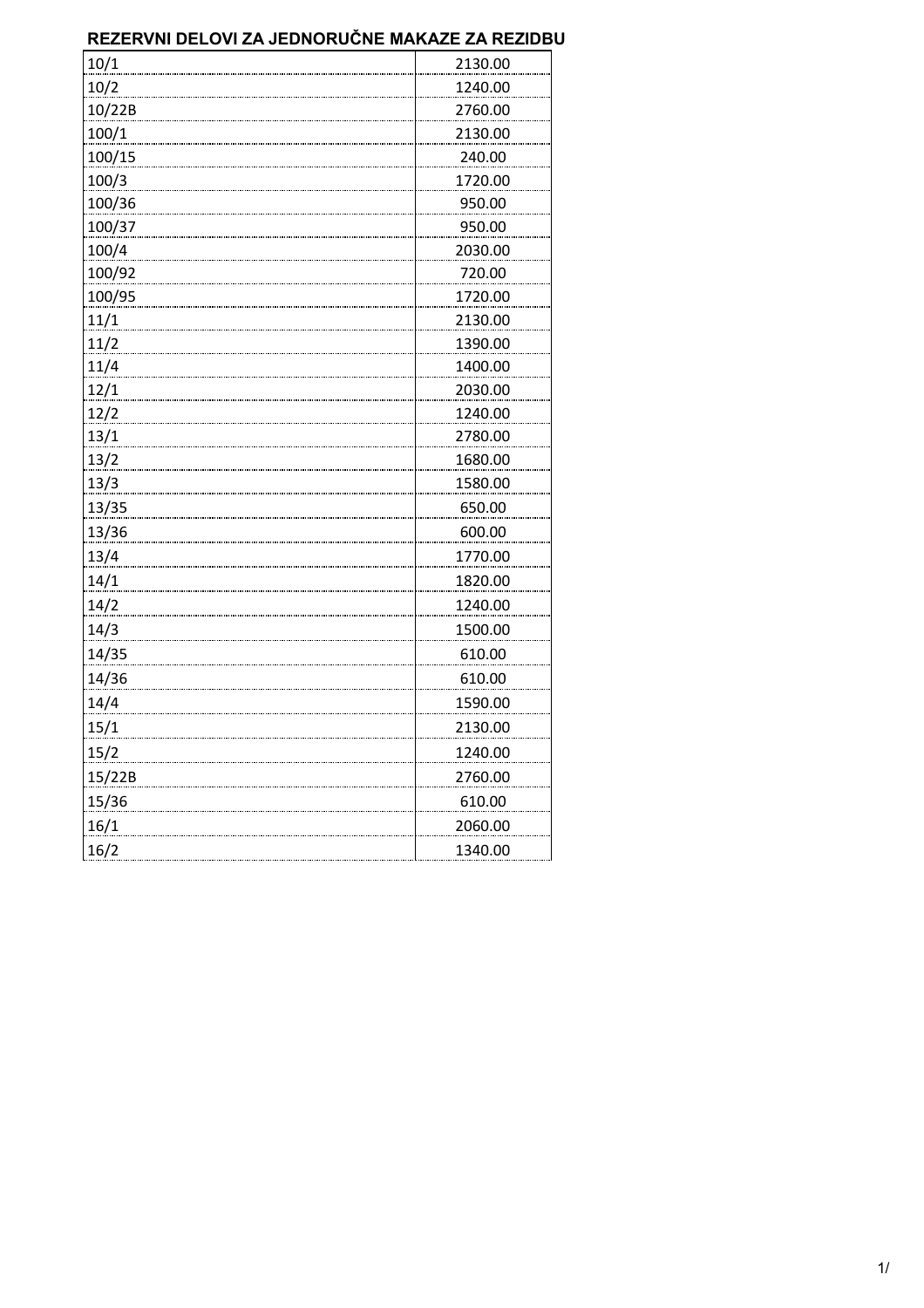## REZERVNI DELOVI ZA JEDNORUČNE MAKAZE ZA REZIDBU

| | |
|---|---|
| 10/1 | 2130.00 |
| 10/2 | 1240.00 |
| 10/22B | 2760.00 |
| 100/1 | 2130.00 |
| 100/15 | 240.00 |
| 100/3 | 1720.00 |
| 100/36 | 950.00 |
| 100/37 | 950.00 |
| 100/4 | 2030.00 |
| 100/92 | 720.00 |
| 100/95 | 1720.00 |
| 11/1 | 2130.00 |
| 11/2 | 1390.00 |
| 11/4 | 1400.00 |
| 12/1 | 2030.00 |
| 12/2 | 1240.00 |
| 13/1 | 2780.00 |
| 13/2 | 1680.00 |
| 13/3 | 1580.00 |
| 13/35 | 650.00 |
| 13/36 | 600.00 |
| 13/4 | 1770.00 |
| 14/1 | 1820.00 |
| 14/2 | 1240.00 |
| 14/3 | 1500.00 |
| 14/35 | 610.00 |
| 14/36 | 610.00 |
| 14/4 | 1590.00 |
| 15/1 | 2130.00 |
| 15/2 | 1240.00 |
| 15/22B | 2760.00 |
| 15/36 | 610.00 |
| 16/1 | 2060.00 |
| 16/2 | 1340.00 |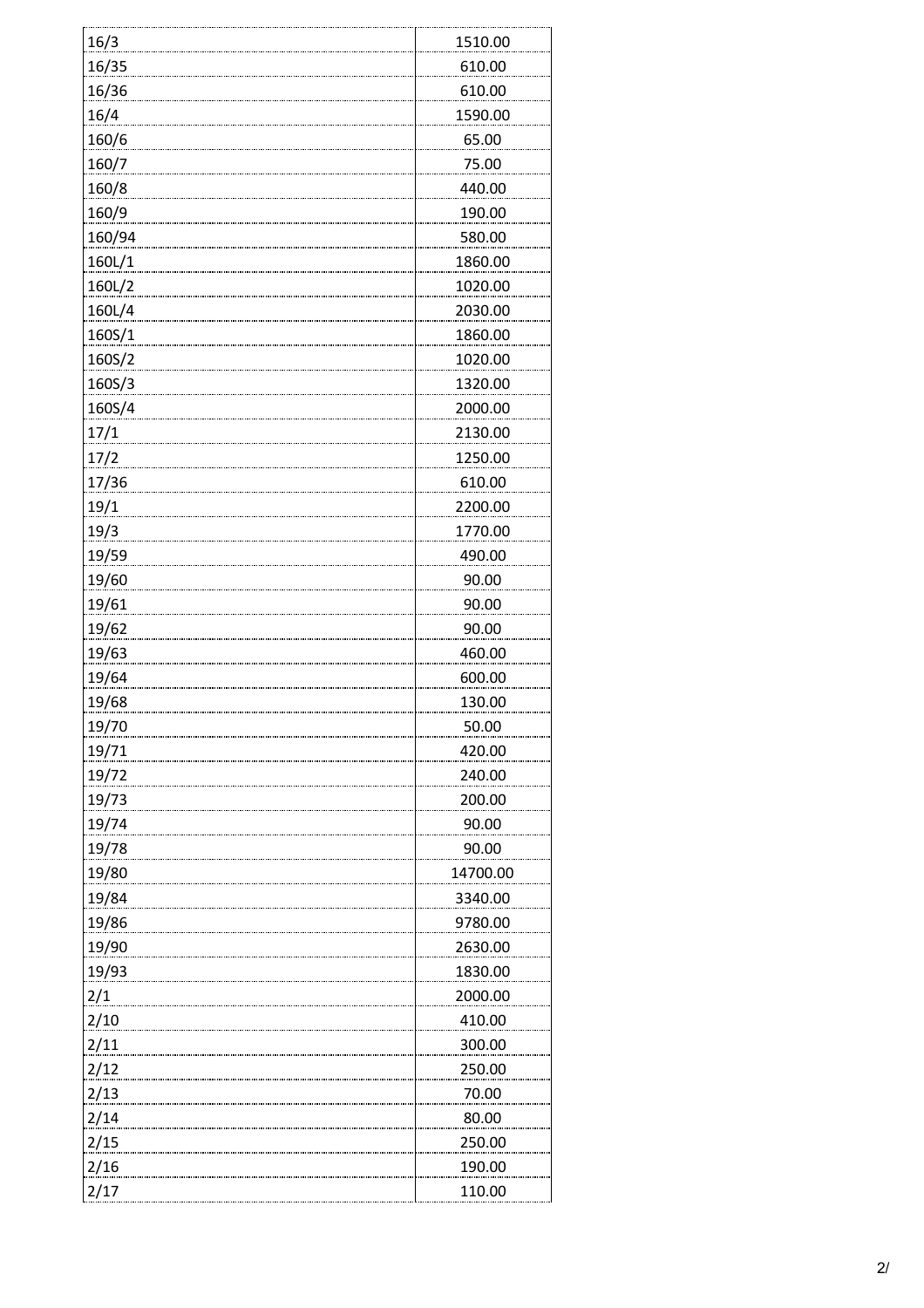| | |
|---|---|
| 16/3 | 1510.00 |
| 16/35 | 610.00 |
| 16/36 | 610.00 |
| 16/4 | 1590.00 |
| 160/6 | 65.00 |
| 160/7 | 75.00 |
| 160/8 | 440.00 |
| 160/9 | 190.00 |
| 160/94 | 580.00 |
| 160L/1 | 1860.00 |
| 160L/2 | 1020.00 |
| 160L/4 | 2030.00 |
| 160S/1 | 1860.00 |
| 160S/2 | 1020.00 |
| 160S/3 | 1320.00 |
| 160S/4 | 2000.00 |
| 17/1 | 2130.00 |
| 17/2 | 1250.00 |
| 17/36 | 610.00 |
| 19/1 | 2200.00 |
| 19/3 | 1770.00 |
| 19/59 | 490.00 |
| 19/60 | 90.00 |
| 19/61 | 90.00 |
| 19/62 | 90.00 |
| 19/63 | 460.00 |
| 19/64 | 600.00 |
| 19/68 | 130.00 |
| 19/70 | 50.00 |
| 19/71 | 420.00 |
| 19/72 | 240.00 |
| 19/73 | 200.00 |
| 19/74 | 90.00 |
| 19/78 | 90.00 |
| 19/80 | 14700.00 |
| 19/84 | 3340.00 |
| 19/86 | 9780.00 |
| 19/90 | 2630.00 |
| 19/93 | 1830.00 |
| 2/1 | 2000.00 |
| 2/10 | 410.00 |
| 2/11 | 300.00 |
| 2/12 | 250.00 |
| 2/13 | 70.00 |
| 2/14 | 80.00 |
| 2/15 | 250.00 |
| 2/16 | 190.00 |
| 2/17 | 110.00 |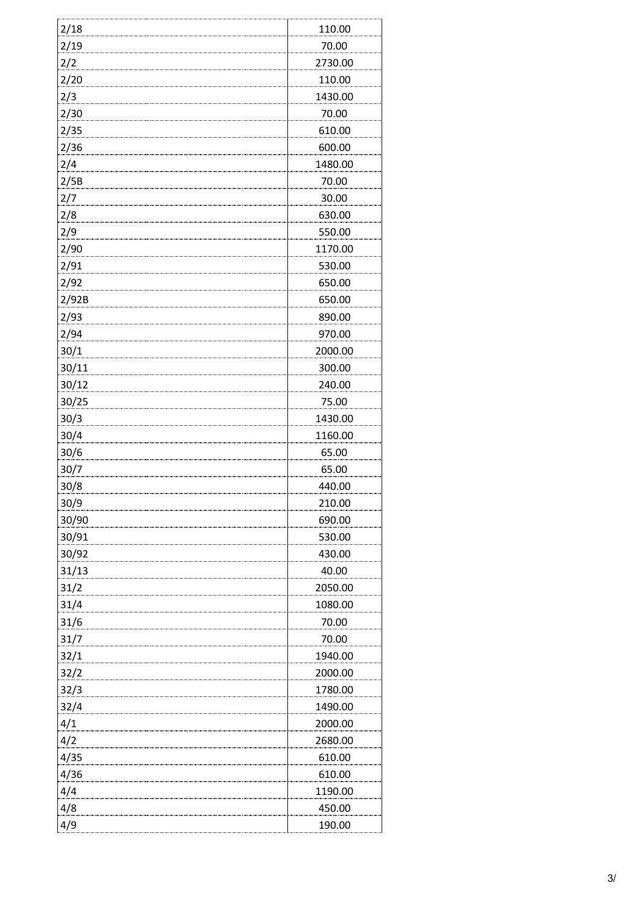| 2/18 | 110.00 |
|---|---|
| 2/19 | 70.00 |
| 2/2 | 2730.00 |
| 2/20 | 110.00 |
| 2/3 | 1430.00 |
| 2/30 | 70.00 |
| 2/35 | 610.00 |
| 2/36 | 600.00 |
| 2/4 | 1480.00 |
| 2/5B | 70.00 |
| 2/7 | 30.00 |
| 2/8 | 630.00 |
| 2/9 | 550.00 |
| 2/90 | 1170.00 |
| 2/91 | 530.00 |
| 2/92 | 650.00 |
| 2/92B | 650.00 |
| 2/93 | 890.00 |
| 2/94 | 970.00 |
| 30/1 | 2000.00 |
| 30/11 | 300.00 |
| 30/12 | 240.00 |
| 30/25 | 75.00 |
| 30/3 | 1430.00 |
| 30/4 | 1160.00 |
| 30/6 | 65.00 |
| 30/7 | 65.00 |
| 30/8 | 440.00 |
| 30/9 | 210.00 |
| 30/90 | 690.00 |
| 30/91 | 530.00 |
| 30/92 | 430.00 |
| 31/13 | 40.00 |
| 31/2 | 2050.00 |
| 31/4 | 1080.00 |
| 31/6 | 70.00 |
| 31/7 | 70.00 |
| 32/1 | 1940.00 |
| 32/2 | 2000.00 |
| 32/3 | 1780.00 |
| 32/4 | 1490.00 |
| 4/1 | 2000.00 |
| 4/2 | 2680.00 |
| 4/35 | 610.00 |
| 4/36 | 610.00 |
| 4/4 | 1190.00 |
| 4/8 | 450.00 |
| 4/9 | 190.00 |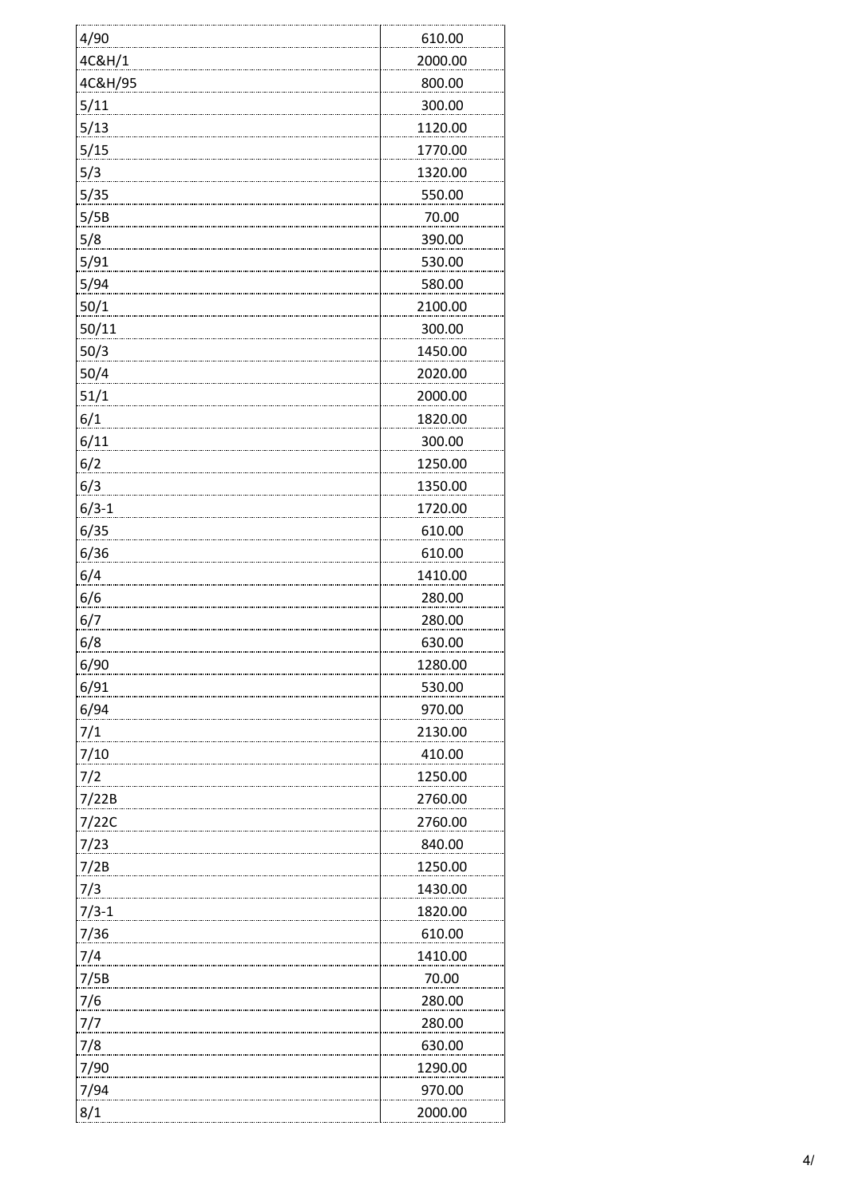| | |
|---|---|
| 4/90 | 610.00 |
| 4C&H/1 | 2000.00 |
| 4C&H/95 | 800.00 |
| 5/11 | 300.00 |
| 5/13 | 1120.00 |
| 5/15 | 1770.00 |
| 5/3 | 1320.00 |
| 5/35 | 550.00 |
| 5/5B | 70.00 |
| 5/8 | 390.00 |
| 5/91 | 530.00 |
| 5/94 | 580.00 |
| 50/1 | 2100.00 |
| 50/11 | 300.00 |
| 50/3 | 1450.00 |
| 50/4 | 2020.00 |
| 51/1 | 2000.00 |
| 6/1 | 1820.00 |
| 6/11 | 300.00 |
| 6/2 | 1250.00 |
| 6/3 | 1350.00 |
| 6/3-1 | 1720.00 |
| 6/35 | 610.00 |
| 6/36 | 610.00 |
| 6/4 | 1410.00 |
| 6/6 | 280.00 |
| 6/7 | 280.00 |
| 6/8 | 630.00 |
| 6/90 | 1280.00 |
| 6/91 | 530.00 |
| 6/94 | 970.00 |
| 7/1 | 2130.00 |
| 7/10 | 410.00 |
| 7/2 | 1250.00 |
| 7/22B | 2760.00 |
| 7/22C | 2760.00 |
| 7/23 | 840.00 |
| 7/2B | 1250.00 |
| 7/3 | 1430.00 |
| 7/3-1 | 1820.00 |
| 7/36 | 610.00 |
| 7/4 | 1410.00 |
| 7/5B | 70.00 |
| 7/6 | 280.00 |
| 7/7 | 280.00 |
| 7/8 | 630.00 |
| 7/90 | 1290.00 |
| 7/94 | 970.00 |
| 8/1 | 2000.00 |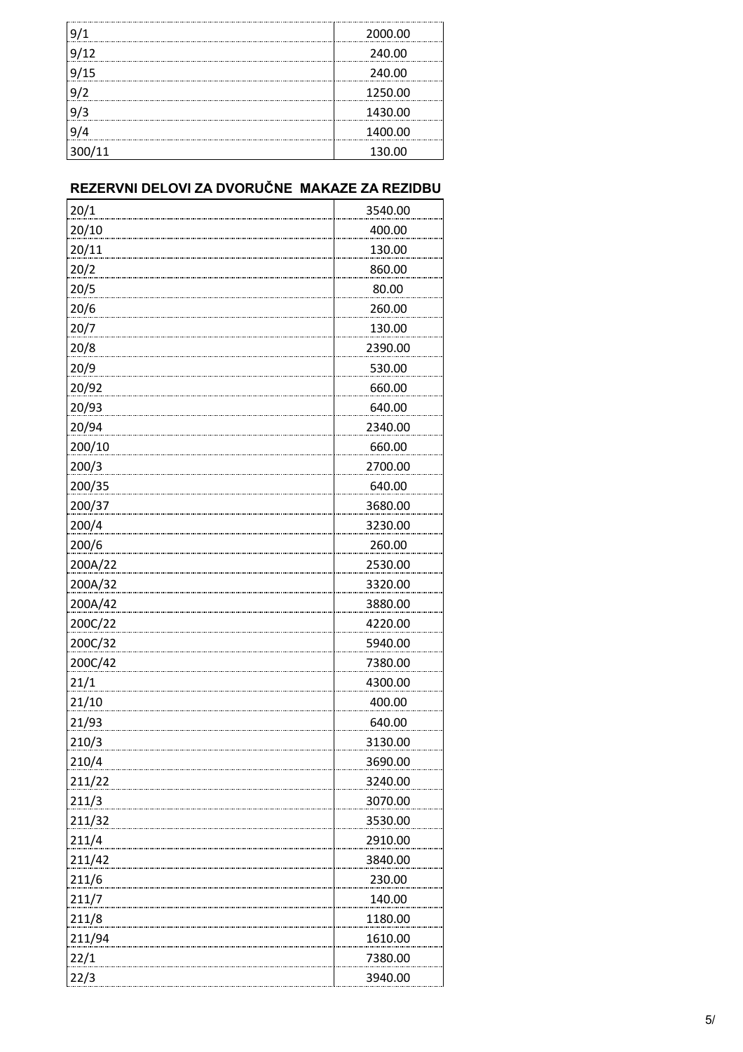| | |
|---|---|
| 9/1 | 2000.00 |
| 9/12 | 240.00 |
| 9/15 | 240.00 |
| 9/2 | 1250.00 |
| 9/3 | 1430.00 |
| 9/4 | 1400.00 |
| 300/11 | 130.00 |

## REZERVNI DELOVI ZA DVORUČNE MAKAZE ZA REZIDBU

| | |
|---|---|
| 20/1 | 3540.00 |
| 20/10 | 400.00 |
| 20/11 | 130.00 |
| 20/2 | 860.00 |
| 20/5 | 80.00 |
| 20/6 | 260.00 |
| 20/7 | 130.00 |
| 20/8 | 2390.00 |
| 20/9 | 530.00 |
| 20/92 | 660.00 |
| 20/93 | 640.00 |
| 20/94 | 2340.00 |
| 200/10 | 660.00 |
| 200/3 | 2700.00 |
| 200/35 | 640.00 |
| 200/37 | 3680.00 |
| 200/4 | 3230.00 |
| 200/6 | 260.00 |
| 200A/22 | 2530.00 |
| 200A/32 | 3320.00 |
| 200A/42 | 3880.00 |
| 200C/22 | 4220.00 |
| 200C/32 | 5940.00 |
| 200C/42 | 7380.00 |
| 21/1 | 4300.00 |
| 21/10 | 400.00 |
| 21/93 | 640.00 |
| 210/3 | 3130.00 |
| 210/4 | 3690.00 |
| 211/22 | 3240.00 |
| 211/3 | 3070.00 |
| 211/32 | 3530.00 |
| 211/4 | 2910.00 |
| 211/42 | 3840.00 |
| 211/6 | 230.00 |
| 211/7 | 140.00 |
| 211/8 | 1180.00 |
| 211/94 | 1610.00 |
| 22/1 | 7380.00 |
| 22/3 | 3940.00 |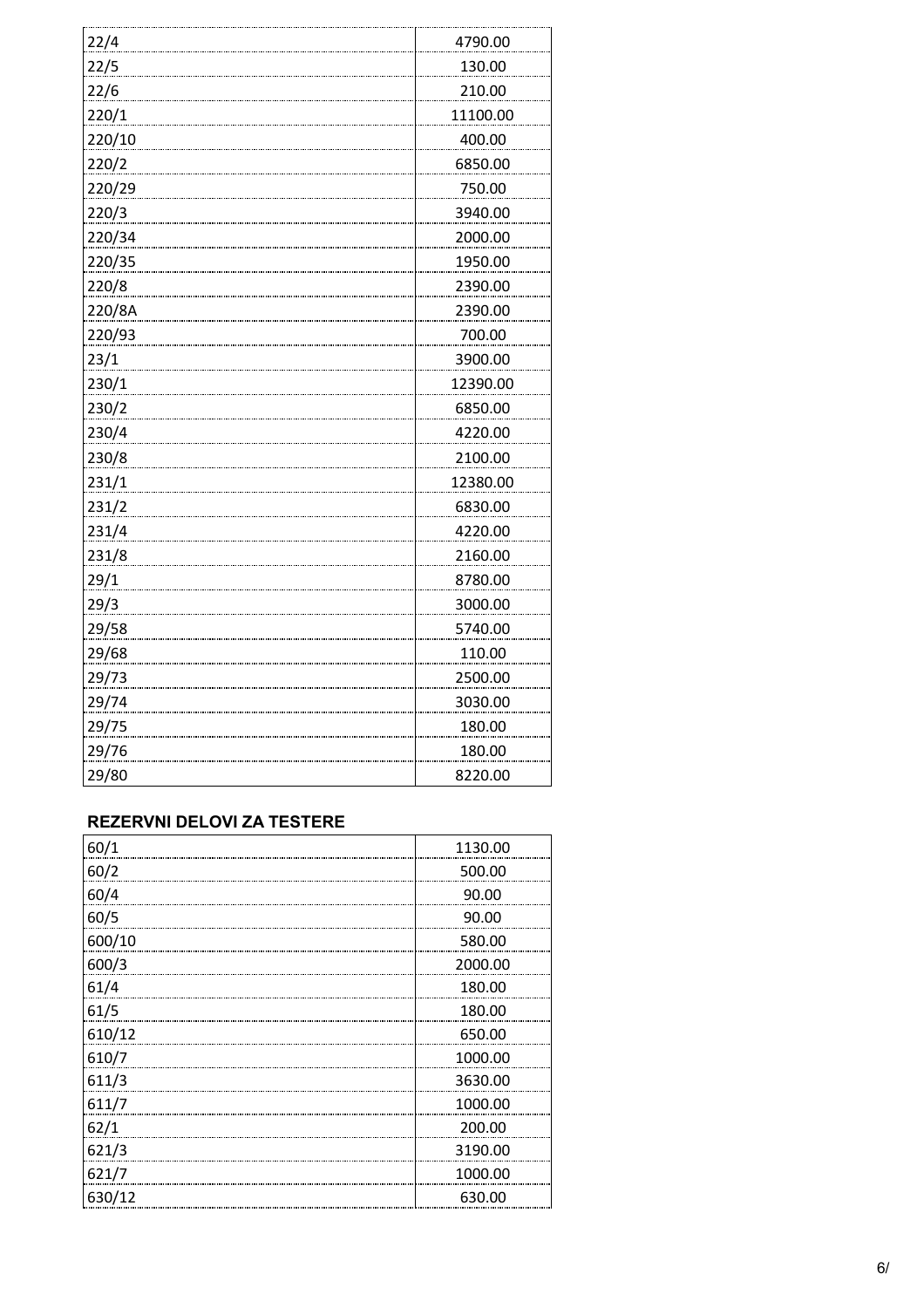| | |
|---|---|
| 22/4 | 4790.00 |
| 22/5 | 130.00 |
| 22/6 | 210.00 |
| 220/1 | 11100.00 |
| 220/10 | 400.00 |
| 220/2 | 6850.00 |
| 220/29 | 750.00 |
| 220/3 | 3940.00 |
| 220/34 | 2000.00 |
| 220/35 | 1950.00 |
| 220/8 | 2390.00 |
| 220/8A | 2390.00 |
| 220/93 | 700.00 |
| 23/1 | 3900.00 |
| 230/1 | 12390.00 |
| 230/2 | 6850.00 |
| 230/4 | 4220.00 |
| 230/8 | 2100.00 |
| 231/1 | 12380.00 |
| 231/2 | 6830.00 |
| 231/4 | 4220.00 |
| 231/8 | 2160.00 |
| 29/1 | 8780.00 |
| 29/3 | 3000.00 |
| 29/58 | 5740.00 |
| 29/68 | 110.00 |
| 29/73 | 2500.00 |
| 29/74 | 3030.00 |
| 29/75 | 180.00 |
| 29/76 | 180.00 |
| 29/80 | 8220.00 |

### REZERVNI DELOVI ZA TESTERE

| | |
|---|---|
| 60/1 | 1130.00 |
| 60/2 | 500.00 |
| 60/4 | 90.00 |
| 60/5 | 90.00 |
| 600/10 | 580.00 |
| 600/3 | 2000.00 |
| 61/4 | 180.00 |
| 61/5 | 180.00 |
| 610/12 | 650.00 |
| 610/7 | 1000.00 |
| 611/3 | 3630.00 |
| 611/7 | 1000.00 |
| 62/1 | 200.00 |
| 621/3 | 3190.00 |
| 621/7 | 1000.00 |
| 630/12 | 630.00 |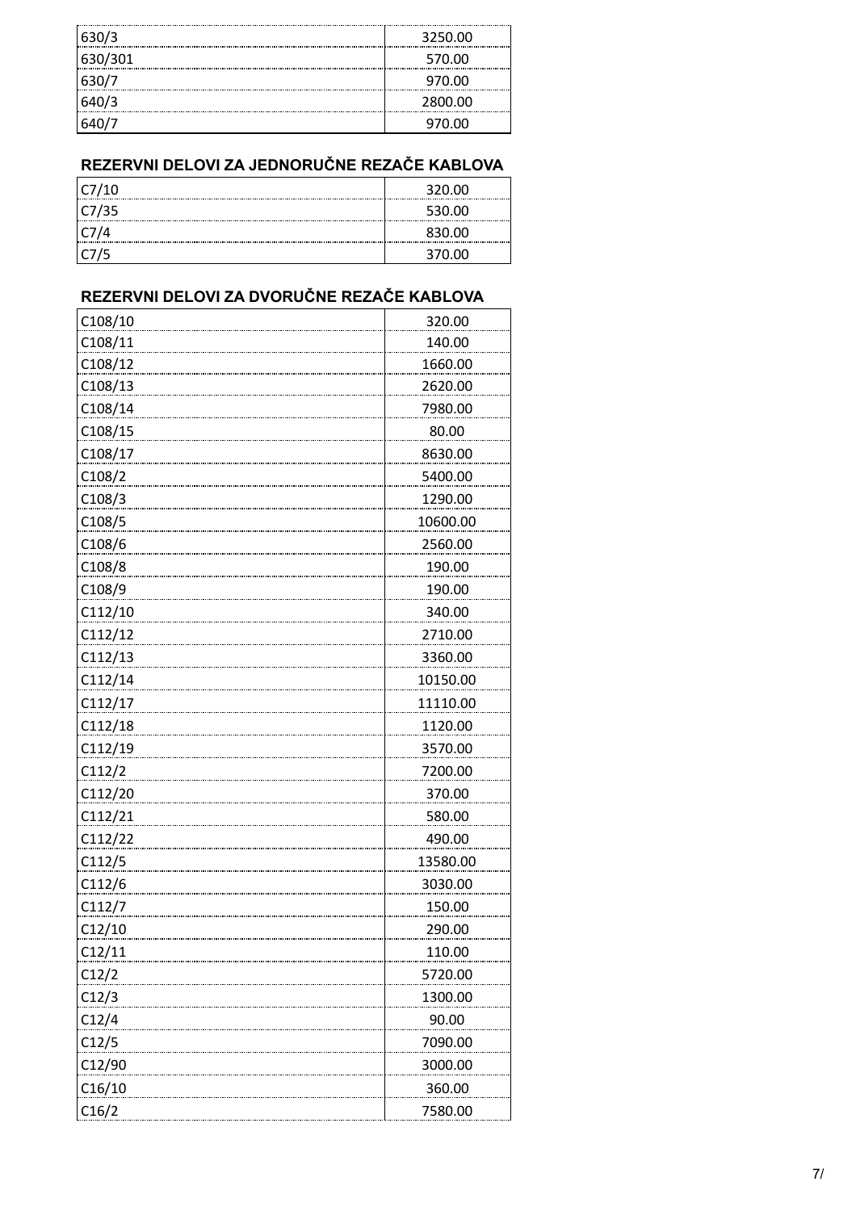| | |
|---|---|
| 630/3 | 3250.00 |
| 630/301 | 570.00 |
| 630/7 | 970.00 |
| 640/3 | 2800.00 |
| 640/7 | 970.00 |

## REZERVNI DELOVI ZA JEDNORUČNE REZAČE KABLOVA

| | |
|---|---|
| C7/10 | 320.00 |
| C7/35 | 530.00 |
| C7/4 | 830.00 |
| C7/5 | 370.00 |

## REZERVNI DELOVI ZA DVORUČNE REZAČE KABLOVA

| | |
|---|---|
| C108/10 | 320.00 |
| C108/11 | 140.00 |
| C108/12 | 1660.00 |
| C108/13 | 2620.00 |
| C108/14 | 7980.00 |
| C108/15 | 80.00 |
| C108/17 | 8630.00 |
| C108/2 | 5400.00 |
| C108/3 | 1290.00 |
| C108/5 | 10600.00 |
| C108/6 | 2560.00 |
| C108/8 | 190.00 |
| C108/9 | 190.00 |
| C112/10 | 340.00 |
| C112/12 | 2710.00 |
| C112/13 | 3360.00 |
| C112/14 | 10150.00 |
| C112/17 | 11110.00 |
| C112/18 | 1120.00 |
| C112/19 | 3570.00 |
| C112/2 | 7200.00 |
| C112/20 | 370.00 |
| C112/21 | 580.00 |
| C112/22 | 490.00 |
| C112/5 | 13580.00 |
| C112/6 | 3030.00 |
| C112/7 | 150.00 |
| C12/10 | 290.00 |
| C12/11 | 110.00 |
| C12/2 | 5720.00 |
| C12/3 | 1300.00 |
| C12/4 | 90.00 |
| C12/5 | 7090.00 |
| C12/90 | 3000.00 |
| C16/10 | 360.00 |
| C16/2 | 7580.00 |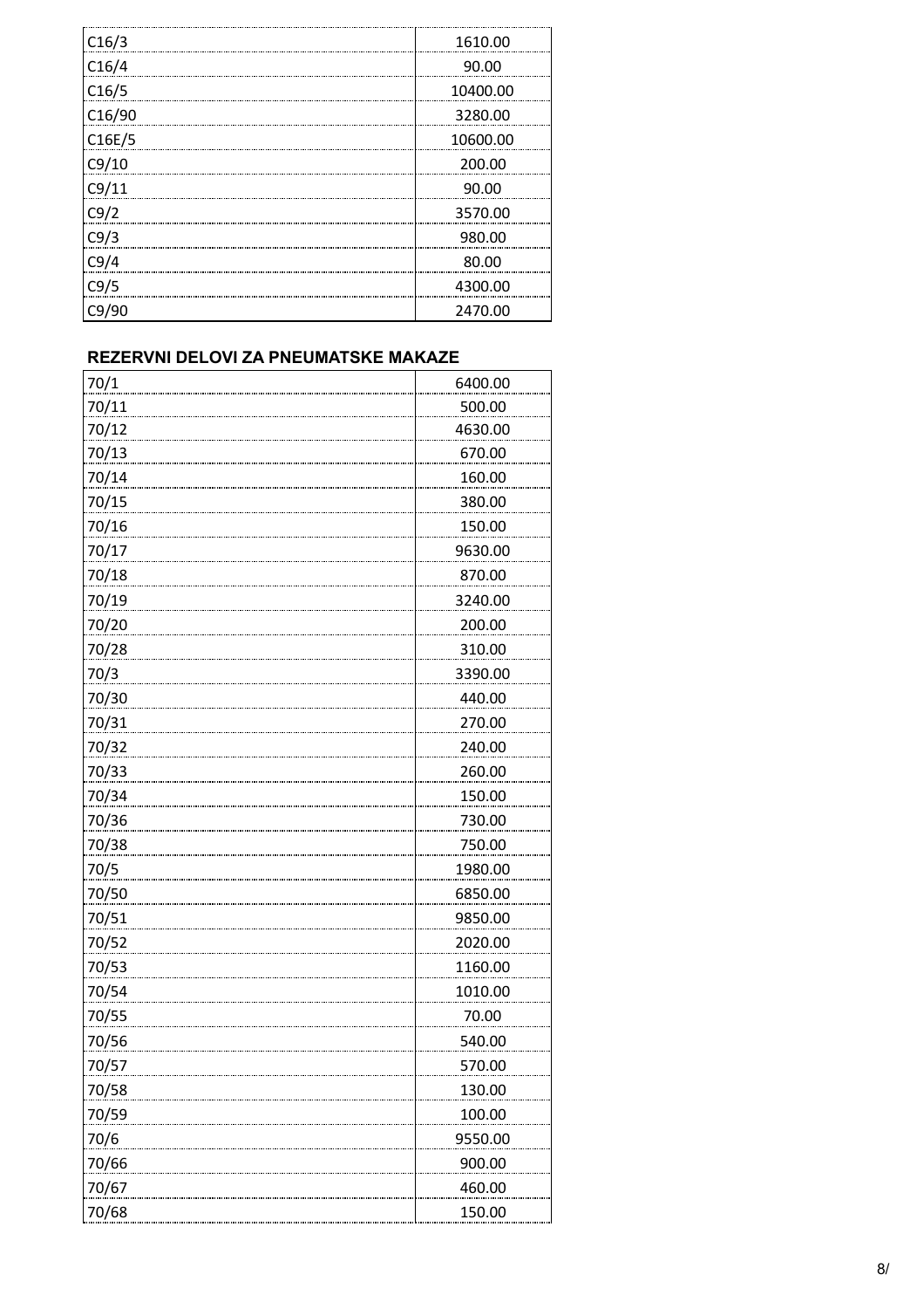| C16/3 | 1610.00 |
|---|---|
| C16/4 | 90.00 |
| C16/5 | 10400.00 |
| C16/90 | 3280.00 |
| C16E/5 | 10600.00 |
| C9/10 | 200.00 |
| C9/11 | 90.00 |
| C9/2 | 3570.00 |
| C9/3 | 980.00 |
| C9/4 | 80.00 |
| C9/5 | 4300.00 |
| C9/90 | 2470.00 |

### REZERVNI DELOVI ZA PNEUMATSKE MAKAZE

| 70/1 | 6400.00 |
|---|---|
| 70/11 | 500.00 |
| 70/12 | 4630.00 |
| 70/13 | 670.00 |
| 70/14 | 160.00 |
| 70/15 | 380.00 |
| 70/16 | 150.00 |
| 70/17 | 9630.00 |
| 70/18 | 870.00 |
| 70/19 | 3240.00 |
| 70/20 | 200.00 |
| 70/28 | 310.00 |
| 70/3 | 3390.00 |
| 70/30 | 440.00 |
| 70/31 | 270.00 |
| 70/32 | 240.00 |
| 70/33 | 260.00 |
| 70/34 | 150.00 |
| 70/36 | 730.00 |
| 70/38 | 750.00 |
| 70/5 | 1980.00 |
| 70/50 | 6850.00 |
| 70/51 | 9850.00 |
| 70/52 | 2020.00 |
| 70/53 | 1160.00 |
| 70/54 | 1010.00 |
| 70/55 | 70.00 |
| 70/56 | 540.00 |
| 70/57 | 570.00 |
| 70/58 | 130.00 |
| 70/59 | 100.00 |
| 70/6 | 9550.00 |
| 70/66 | 900.00 |
| 70/67 | 460.00 |
| 70/68 | 150.00 |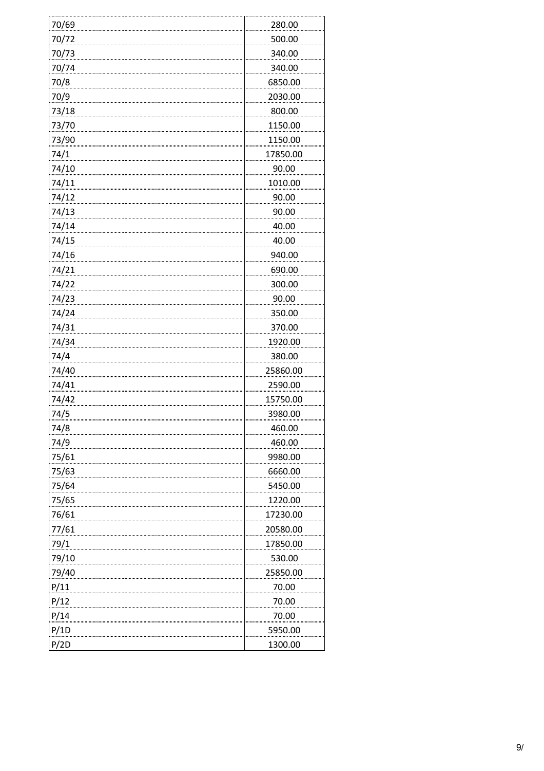| | |
|---|---|
| 70/69 | 280.00 |
| 70/72 | 500.00 |
| 70/73 | 340.00 |
| 70/74 | 340.00 |
| 70/8 | 6850.00 |
| 70/9 | 2030.00 |
| 73/18 | 800.00 |
| 73/70 | 1150.00 |
| 73/90 | 1150.00 |
| 74/1 | 17850.00 |
| 74/10 | 90.00 |
| 74/11 | 1010.00 |
| 74/12 | 90.00 |
| 74/13 | 90.00 |
| 74/14 | 40.00 |
| 74/15 | 40.00 |
| 74/16 | 940.00 |
| 74/21 | 690.00 |
| 74/22 | 300.00 |
| 74/23 | 90.00 |
| 74/24 | 350.00 |
| 74/31 | 370.00 |
| 74/34 | 1920.00 |
| 74/4 | 380.00 |
| 74/40 | 25860.00 |
| 74/41 | 2590.00 |
| 74/42 | 15750.00 |
| 74/5 | 3980.00 |
| 74/8 | 460.00 |
| 74/9 | 460.00 |
| 75/61 | 9980.00 |
| 75/63 | 6660.00 |
| 75/64 | 5450.00 |
| 75/65 | 1220.00 |
| 76/61 | 17230.00 |
| 77/61 | 20580.00 |
| 79/1 | 17850.00 |
| 79/10 | 530.00 |
| 79/40 | 25850.00 |
| P/11 | 70.00 |
| P/12 | 70.00 |
| P/14 | 70.00 |
| P/1D | 5950.00 |
| P/2D | 1300.00 |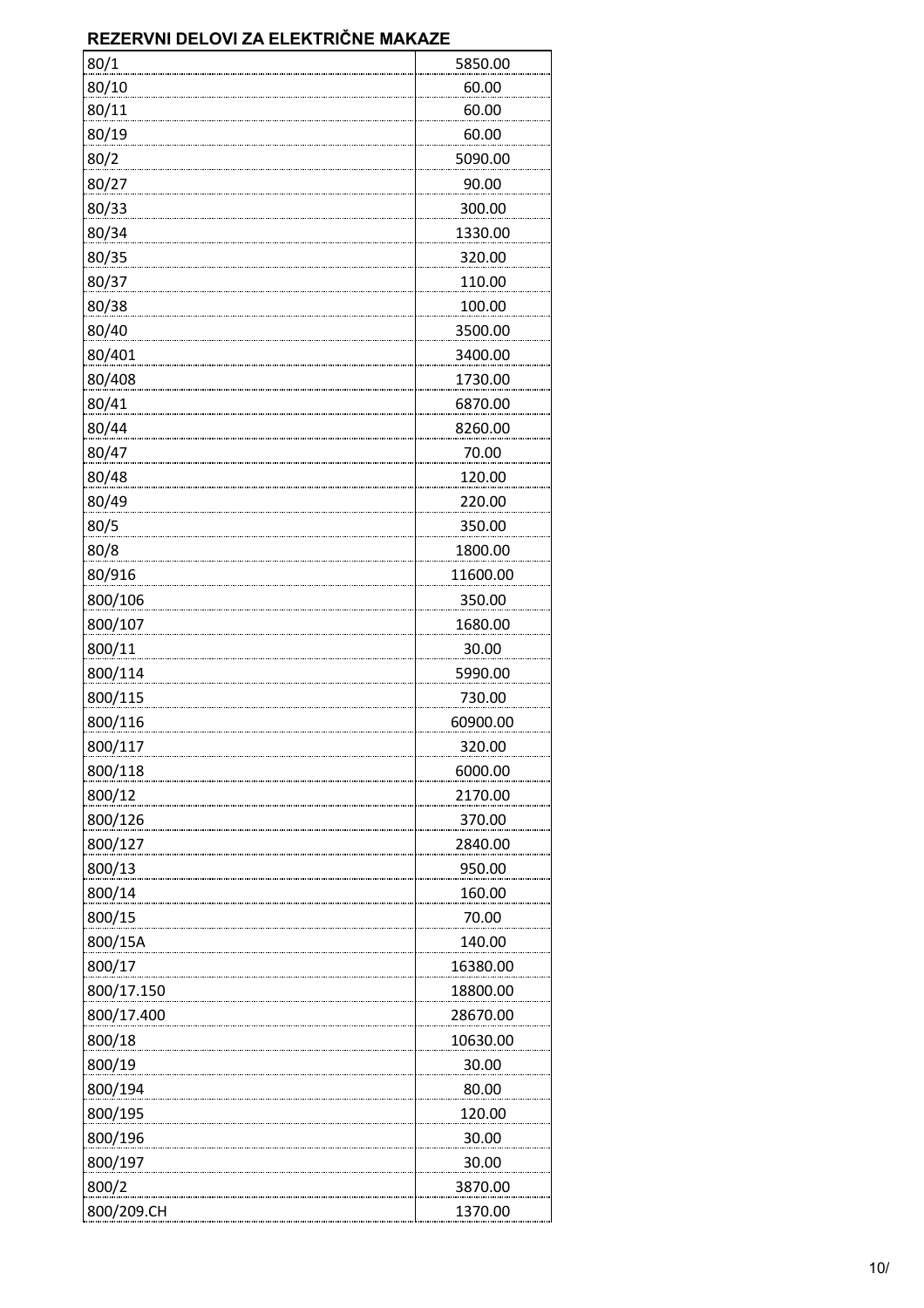## REZERVNI DELOVI ZA ELEKTRIČNE MAKAZE

| | |
|---|---|
| 80/1 | 5850.00 |
| 80/10 | 60.00 |
| 80/11 | 60.00 |
| 80/19 | 60.00 |
| 80/2 | 5090.00 |
| 80/27 | 90.00 |
| 80/33 | 300.00 |
| 80/34 | 1330.00 |
| 80/35 | 320.00 |
| 80/37 | 110.00 |
| 80/38 | 100.00 |
| 80/40 | 3500.00 |
| 80/401 | 3400.00 |
| 80/408 | 1730.00 |
| 80/41 | 6870.00 |
| 80/44 | 8260.00 |
| 80/47 | 70.00 |
| 80/48 | 120.00 |
| 80/49 | 220.00 |
| 80/5 | 350.00 |
| 80/8 | 1800.00 |
| 80/916 | 11600.00 |
| 800/106 | 350.00 |
| 800/107 | 1680.00 |
| 800/11 | 30.00 |
| 800/114 | 5990.00 |
| 800/115 | 730.00 |
| 800/116 | 60900.00 |
| 800/117 | 320.00 |
| 800/118 | 6000.00 |
| 800/12 | 2170.00 |
| 800/126 | 370.00 |
| 800/127 | 2840.00 |
| 800/13 | 950.00 |
| 800/14 | 160.00 |
| 800/15 | 70.00 |
| 800/15A | 140.00 |
| 800/17 | 16380.00 |
| 800/17.150 | 18800.00 |
| 800/17.400 | 28670.00 |
| 800/18 | 10630.00 |
| 800/19 | 30.00 |
| 800/194 | 80.00 |
| 800/195 | 120.00 |
| 800/196 | 30.00 |
| 800/197 | 30.00 |
| 800/2 | 3870.00 |
| 800/209.CH | 1370.00 |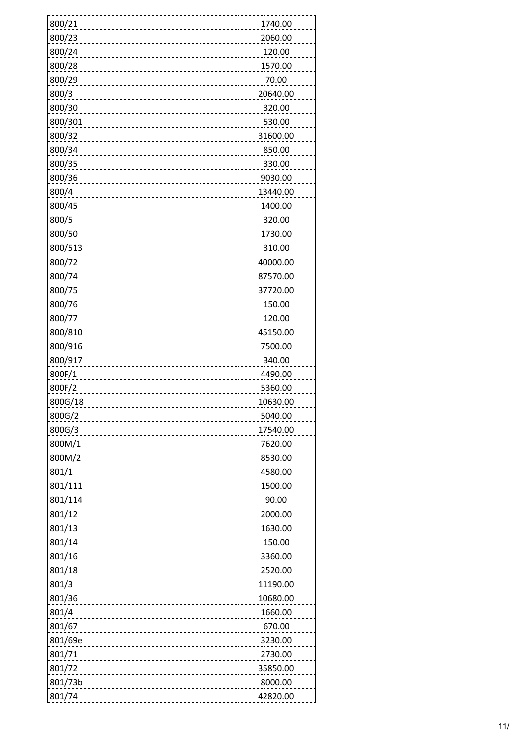| | |
|---|---|
| 800/21 | 1740.00 |
| 800/23 | 2060.00 |
| 800/24 | 120.00 |
| 800/28 | 1570.00 |
| 800/29 | 70.00 |
| 800/3 | 20640.00 |
| 800/30 | 320.00 |
| 800/301 | 530.00 |
| 800/32 | 31600.00 |
| 800/34 | 850.00 |
| 800/35 | 330.00 |
| 800/36 | 9030.00 |
| 800/4 | 13440.00 |
| 800/45 | 1400.00 |
| 800/5 | 320.00 |
| 800/50 | 1730.00 |
| 800/513 | 310.00 |
| 800/72 | 40000.00 |
| 800/74 | 87570.00 |
| 800/75 | 37720.00 |
| 800/76 | 150.00 |
| 800/77 | 120.00 |
| 800/810 | 45150.00 |
| 800/916 | 7500.00 |
| 800/917 | 340.00 |
| 800F/1 | 4490.00 |
| 800F/2 | 5360.00 |
| 800G/18 | 10630.00 |
| 800G/2 | 5040.00 |
| 800G/3 | 17540.00 |
| 800M/1 | 7620.00 |
| 800M/2 | 8530.00 |
| 801/1 | 4580.00 |
| 801/111 | 1500.00 |
| 801/114 | 90.00 |
| 801/12 | 2000.00 |
| 801/13 | 1630.00 |
| 801/14 | 150.00 |
| 801/16 | 3360.00 |
| 801/18 | 2520.00 |
| 801/3 | 11190.00 |
| 801/36 | 10680.00 |
| 801/4 | 1660.00 |
| 801/67 | 670.00 |
| 801/69e | 3230.00 |
| 801/71 | 2730.00 |
| 801/72 | 35850.00 |
| 801/73b | 8000.00 |
| 801/74 | 42820.00 |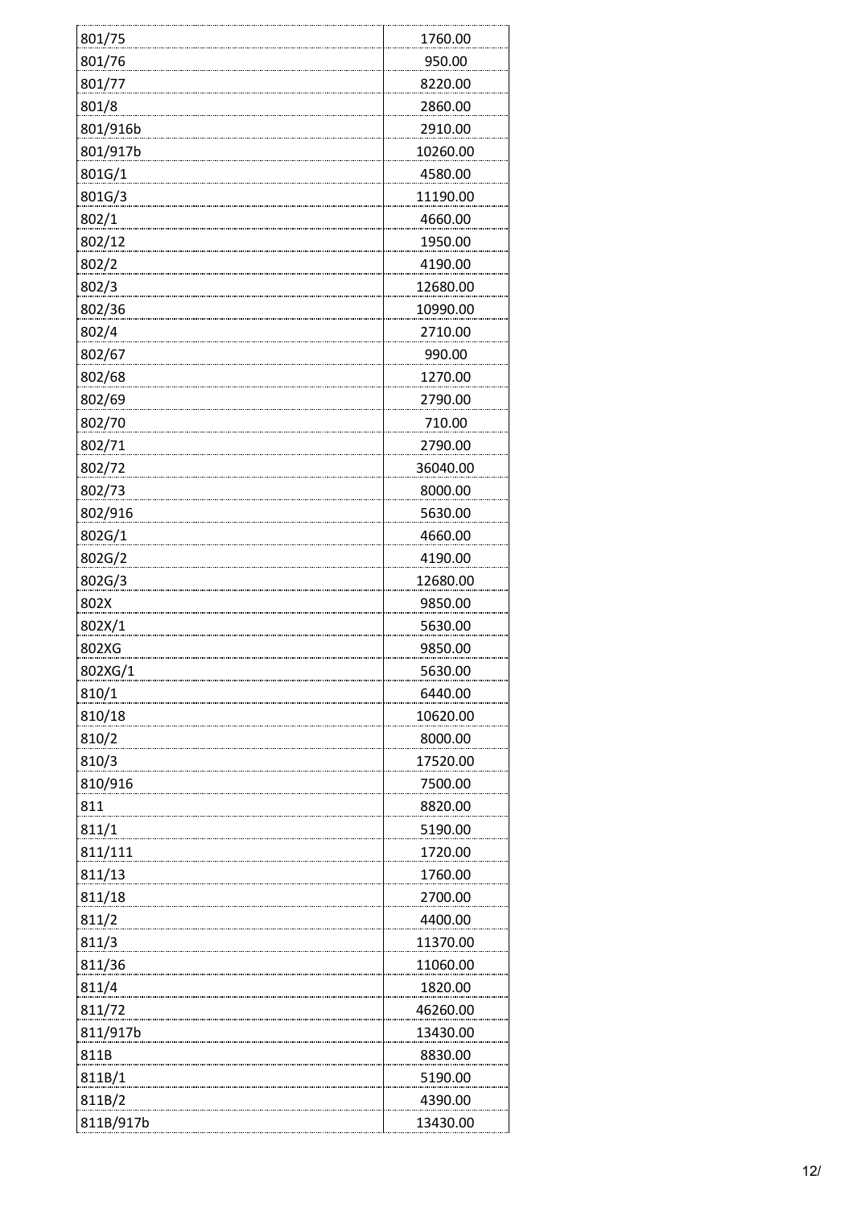| | |
|---|---|
| 801/75 | 1760.00 |
| 801/76 | 950.00 |
| 801/77 | 8220.00 |
| 801/8 | 2860.00 |
| 801/916b | 2910.00 |
| 801/917b | 10260.00 |
| 801G/1 | 4580.00 |
| 801G/3 | 11190.00 |
| 802/1 | 4660.00 |
| 802/12 | 1950.00 |
| 802/2 | 4190.00 |
| 802/3 | 12680.00 |
| 802/36 | 10990.00 |
| 802/4 | 2710.00 |
| 802/67 | 990.00 |
| 802/68 | 1270.00 |
| 802/69 | 2790.00 |
| 802/70 | 710.00 |
| 802/71 | 2790.00 |
| 802/72 | 36040.00 |
| 802/73 | 8000.00 |
| 802/916 | 5630.00 |
| 802G/1 | 4660.00 |
| 802G/2 | 4190.00 |
| 802G/3 | 12680.00 |
| 802X | 9850.00 |
| 802X/1 | 5630.00 |
| 802XG | 9850.00 |
| 802XG/1 | 5630.00 |
| 810/1 | 6440.00 |
| 810/18 | 10620.00 |
| 810/2 | 8000.00 |
| 810/3 | 17520.00 |
| 810/916 | 7500.00 |
| 811 | 8820.00 |
| 811/1 | 5190.00 |
| 811/111 | 1720.00 |
| 811/13 | 1760.00 |
| 811/18 | 2700.00 |
| 811/2 | 4400.00 |
| 811/3 | 11370.00 |
| 811/36 | 11060.00 |
| 811/4 | 1820.00 |
| 811/72 | 46260.00 |
| 811/917b | 13430.00 |
| 811B | 8830.00 |
| 811B/1 | 5190.00 |
| 811B/2 | 4390.00 |
| 811B/917b | 13430.00 |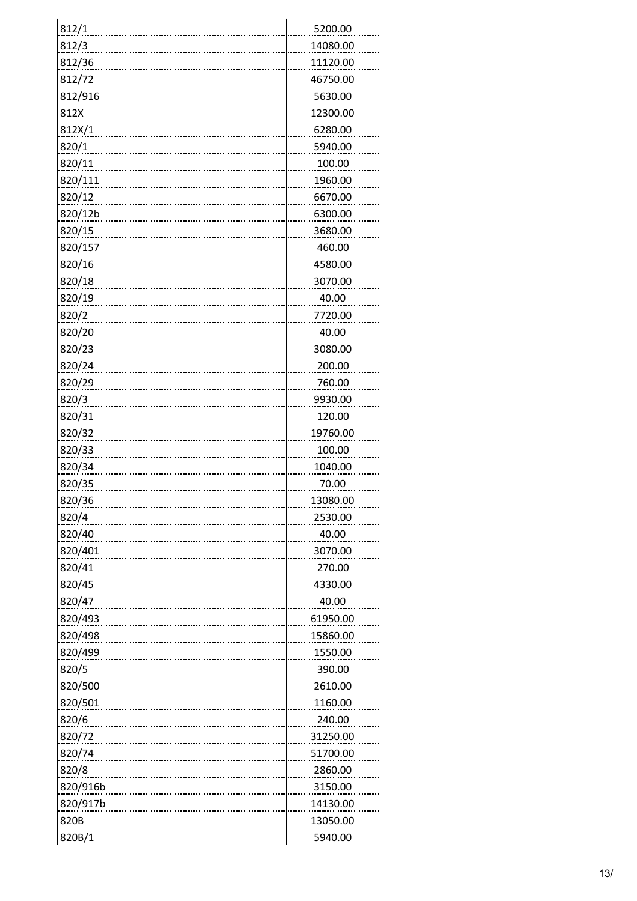| 812/1 | 5200.00 |
|---|---|
| 812/3 | 14080.00 |
| 812/36 | 11120.00 |
| 812/72 | 46750.00 |
| 812/916 | 5630.00 |
| 812X | 12300.00 |
| 812X/1 | 6280.00 |
| 820/1 | 5940.00 |
| 820/11 | 100.00 |
| 820/111 | 1960.00 |
| 820/12 | 6670.00 |
| 820/12b | 6300.00 |
| 820/15 | 3680.00 |
| 820/157 | 460.00 |
| 820/16 | 4580.00 |
| 820/18 | 3070.00 |
| 820/19 | 40.00 |
| 820/2 | 7720.00 |
| 820/20 | 40.00 |
| 820/23 | 3080.00 |
| 820/24 | 200.00 |
| 820/29 | 760.00 |
| 820/3 | 9930.00 |
| 820/31 | 120.00 |
| 820/32 | 19760.00 |
| 820/33 | 100.00 |
| 820/34 | 1040.00 |
| 820/35 | 70.00 |
| 820/36 | 13080.00 |
| 820/4 | 2530.00 |
| 820/40 | 40.00 |
| 820/401 | 3070.00 |
| 820/41 | 270.00 |
| 820/45 | 4330.00 |
| 820/47 | 40.00 |
| 820/493 | 61950.00 |
| 820/498 | 15860.00 |
| 820/499 | 1550.00 |
| 820/5 | 390.00 |
| 820/500 | 2610.00 |
| 820/501 | 1160.00 |
| 820/6 | 240.00 |
| 820/72 | 31250.00 |
| 820/74 | 51700.00 |
| 820/8 | 2860.00 |
| 820/916b | 3150.00 |
| 820/917b | 14130.00 |
| 820B | 13050.00 |
| 820B/1 | 5940.00 |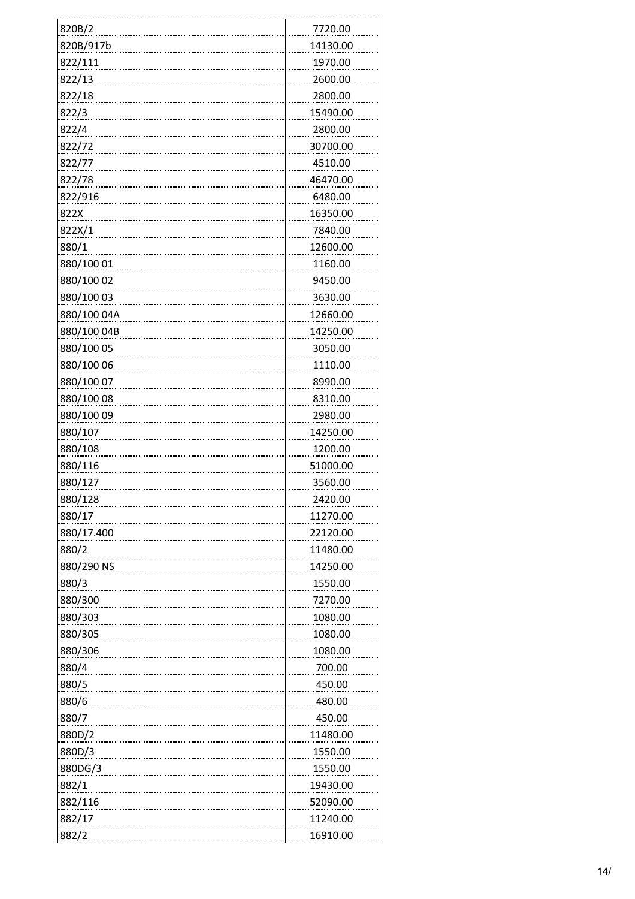| 820B/2 | 7720.00 |
|---|---|
| 820B/917b | 14130.00 |
| 822/111 | 1970.00 |
| 822/13 | 2600.00 |
| 822/18 | 2800.00 |
| 822/3 | 15490.00 |
| 822/4 | 2800.00 |
| 822/72 | 30700.00 |
| 822/77 | 4510.00 |
| 822/78 | 46470.00 |
| 822/916 | 6480.00 |
| 822X | 16350.00 |
| 822X/1 | 7840.00 |
| 880/1 | 12600.00 |
| 880/100 01 | 1160.00 |
| 880/100 02 | 9450.00 |
| 880/100 03 | 3630.00 |
| 880/100 04A | 12660.00 |
| 880/100 04B | 14250.00 |
| 880/100 05 | 3050.00 |
| 880/100 06 | 1110.00 |
| 880/100 07 | 8990.00 |
| 880/100 08 | 8310.00 |
| 880/100 09 | 2980.00 |
| 880/107 | 14250.00 |
| 880/108 | 1200.00 |
| 880/116 | 51000.00 |
| 880/127 | 3560.00 |
| 880/128 | 2420.00 |
| 880/17 | 11270.00 |
| 880/17.400 | 22120.00 |
| 880/2 | 11480.00 |
| 880/290 NS | 14250.00 |
| 880/3 | 1550.00 |
| 880/300 | 7270.00 |
| 880/303 | 1080.00 |
| 880/305 | 1080.00 |
| 880/306 | 1080.00 |
| 880/4 | 700.00 |
| 880/5 | 450.00 |
| 880/6 | 480.00 |
| 880/7 | 450.00 |
| 880D/2 | 11480.00 |
| 880D/3 | 1550.00 |
| 880DG/3 | 1550.00 |
| 882/1 | 19430.00 |
| 882/116 | 52090.00 |
| 882/17 | 11240.00 |
| 882/2 | 16910.00 |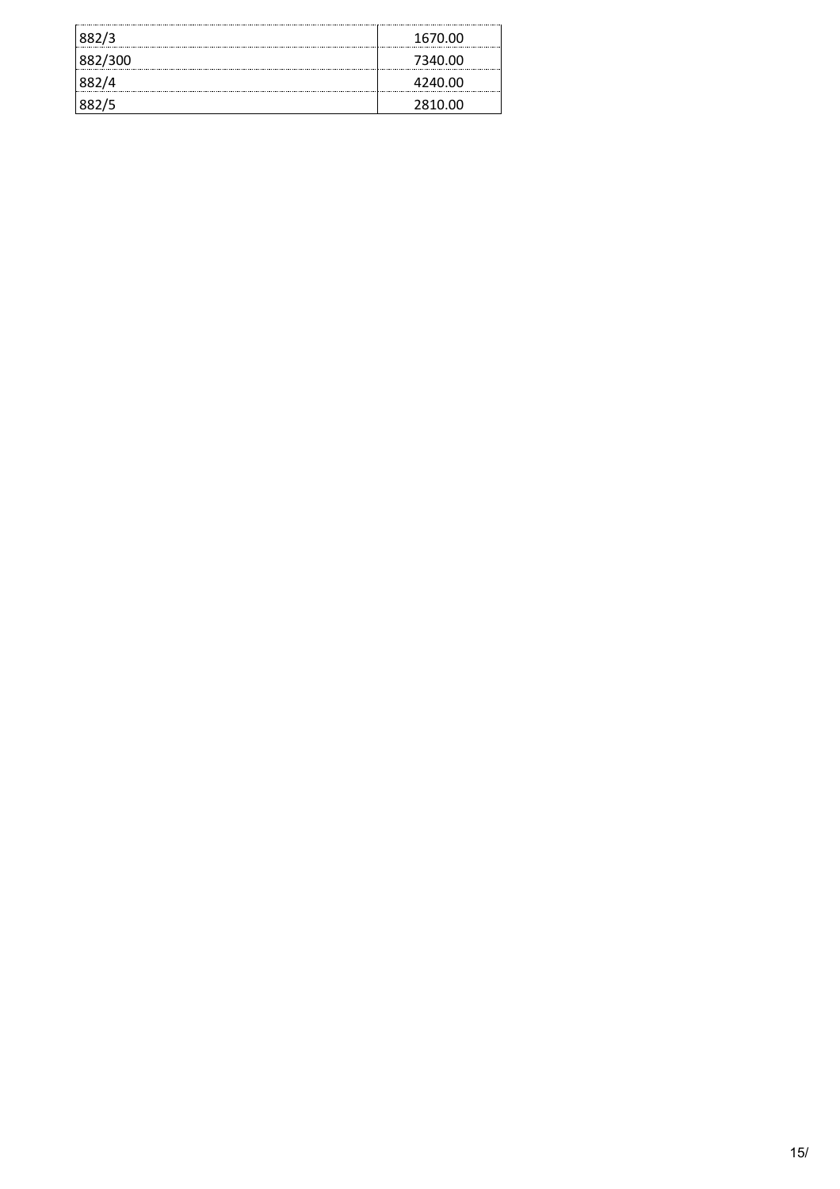| | |
|---|---|
| 882/3 | 1670.00 |
| 882/300 | 7340.00 |
| 882/4 | 4240.00 |
| 882/5 | 2810.00 |